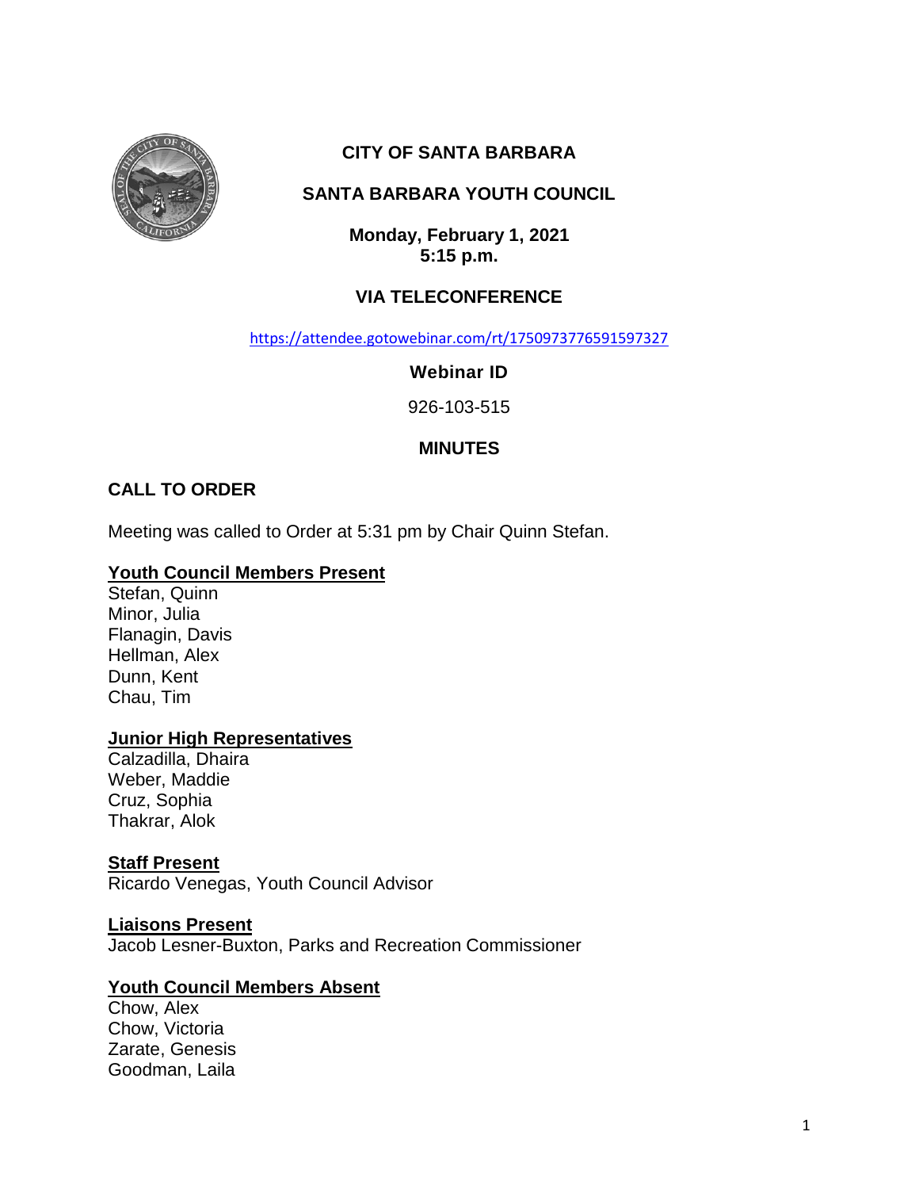# CITY OF SANTA BARBARA

## SANTA BARBARA YOUTH COUNCIL

**Monday, February 1, 2021**
**5:15 p.m.**

**VIA TELECONFERENCE**

https://attendee.gotowebinar.com/rt/1750973776591597327

**Webinar ID**

926-103-515

**MINUTES**

## CALL TO ORDER

Meeting was called to Order at 5:31 pm by Chair Quinn Stefan.

**Youth Council Members Present**
Stefan, Quinn
Minor, Julia
Flanagin, Davis
Hellman, Alex
Dunn, Kent
Chau, Tim

**Junior High Representatives**
Calzadilla, Dhaira
Weber, Maddie
Cruz, Sophia
Thakrar, Alok

**Staff Present**
Ricardo Venegas, Youth Council Advisor

**Liaisons Present**
Jacob Lesner-Buxton, Parks and Recreation Commissioner

**Youth Council Members Absent**
Chow, Alex
Chow, Victoria
Zarate, Genesis
Goodman, Laila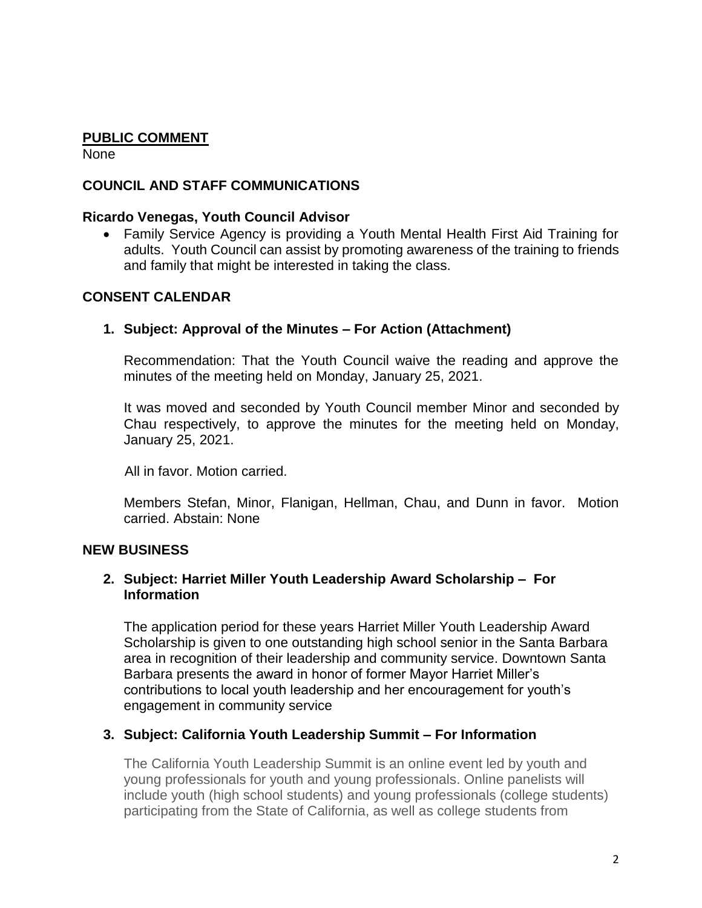## PUBLIC COMMENT

None

## COUNCIL AND STAFF COMMUNICATIONS

### Ricardo Venegas, Youth Council Advisor

- Family Service Agency is providing a Youth Mental Health First Aid Training for adults. Youth Council can assist by promoting awareness of the training to friends and family that might be interested in taking the class.

## CONSENT CALENDAR

### 1. Subject: Approval of the Minutes – For Action (Attachment)

Recommendation: That the Youth Council waive the reading and approve the minutes of the meeting held on Monday, January 25, 2021.

It was moved and seconded by Youth Council member Minor and seconded by Chau respectively, to approve the minutes for the meeting held on Monday, January 25, 2021.

All in favor. Motion carried.

Members Stefan, Minor, Flanigan, Hellman, Chau, and Dunn in favor. Motion carried. Abstain: None

## NEW BUSINESS

### 2. Subject: Harriet Miller Youth Leadership Award Scholarship – For Information

The application period for these years Harriet Miller Youth Leadership Award Scholarship is given to one outstanding high school senior in the Santa Barbara area in recognition of their leadership and community service. Downtown Santa Barbara presents the award in honor of former Mayor Harriet Miller's contributions to local youth leadership and her encouragement for youth's engagement in community service

### 3. Subject: California Youth Leadership Summit – For Information

The California Youth Leadership Summit is an online event led by youth and young professionals for youth and young professionals. Online panelists will include youth (high school students) and young professionals (college students) participating from the State of California, as well as college students from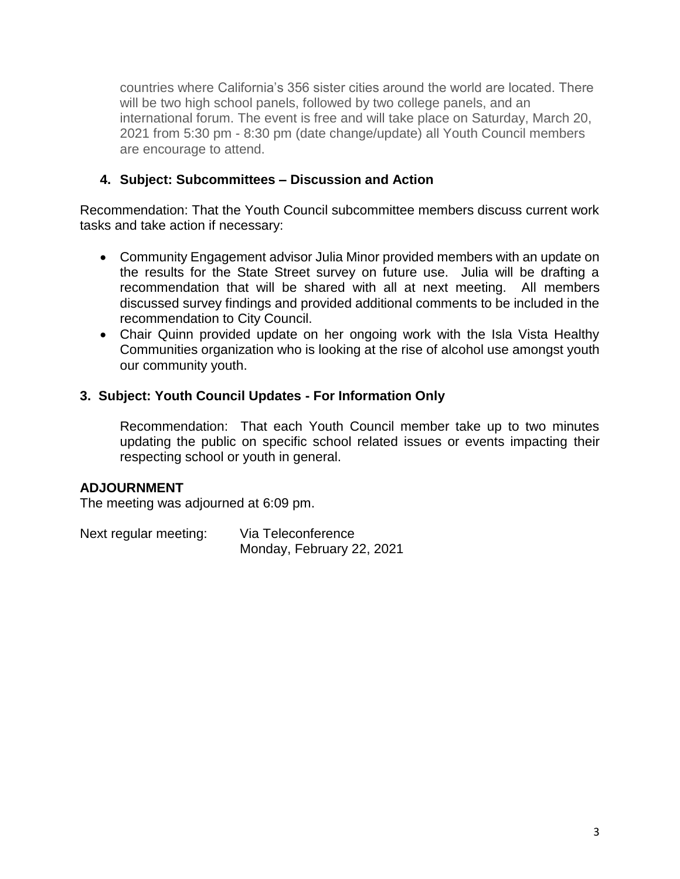countries where California's 356 sister cities around the world are located. There will be two high school panels, followed by two college panels, and an international forum. The event is free and will take place on Saturday, March 20, 2021 from 5:30 pm - 8:30 pm (date change/update) all Youth Council members are encourage to attend.

**4. Subject: Subcommittees – Discussion and Action**

Recommendation: That the Youth Council subcommittee members discuss current work tasks and take action if necessary:

- Community Engagement advisor Julia Minor provided members with an update on the results for the State Street survey on future use. Julia will be drafting a recommendation that will be shared with all at next meeting. All members discussed survey findings and provided additional comments to be included in the recommendation to City Council.
- Chair Quinn provided update on her ongoing work with the Isla Vista Healthy Communities organization who is looking at the rise of alcohol use amongst youth our community youth.

**3. Subject: Youth Council Updates - For Information Only**

Recommendation: That each Youth Council member take up to two minutes updating the public on specific school related issues or events impacting their respecting school or youth in general.

**ADJOURNMENT**

The meeting was adjourned at 6:09 pm.

Next regular meeting: Via Teleconference
Monday, February 22, 2021